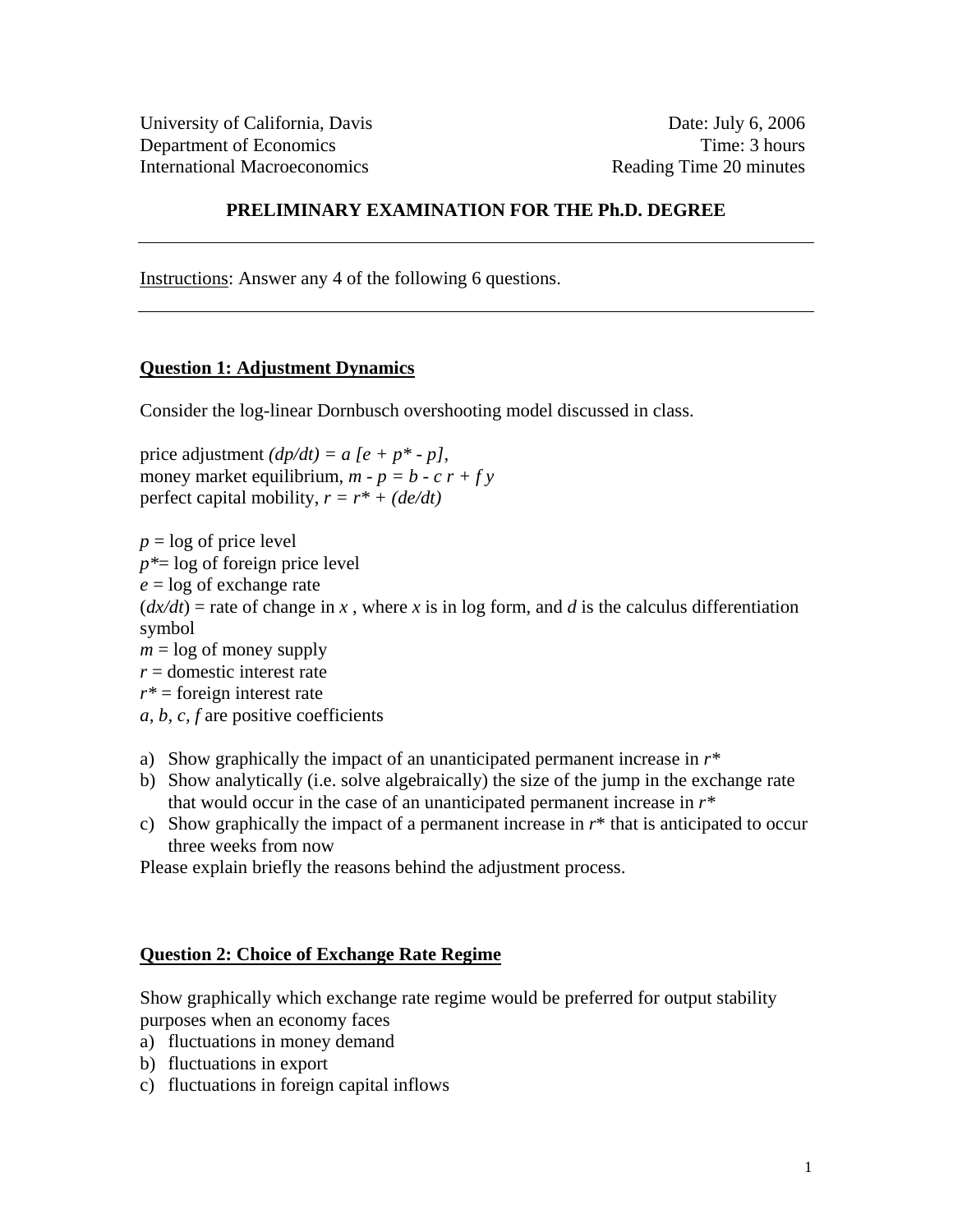University of California, Davis  
Department of Economics  
International Macroeconomics

Date: July 6, 2006  
Time: 3 hours  
Reading Time 20 minutes

**PRELIMINARY EXAMINATION FOR THE Ph.D. DEGREE**

---

Instructions: Answer any 4 of the following 6 questions.

---

## Question 1: Adjustment Dynamics

Consider the log-linear Dornbusch overshooting model discussed in class.

price adjustment $(dp/dt) = a\,[e + p^* - p]$,  
money market equilibrium, $m - p = b - c\,r + f\,y$  
perfect capital mobility, $r = r^* + (de/dt)$

$p$ = log of price level  
$p^*$= log of foreign price level  
$e$ = log of exchange rate  
$(dx/dt)$ = rate of change in $x$ , where $x$ is in log form, and $d$ is the calculus differentiation symbol  
$m$ = log of money supply  
$r$ = domestic interest rate  
$r^*$ = foreign interest rate  
$a$, $b$, $c$, $f$ are positive coefficients

a) Show graphically the impact of an unanticipated permanent increase in $r^*$
b) Show analytically (i.e. solve algebraically) the size of the jump in the exchange rate that would occur in the case of an unanticipated permanent increase in $r^*$
c) Show graphically the impact of a permanent increase in $r^*$ that is anticipated to occur three weeks from now

Please explain briefly the reasons behind the adjustment process.

## Question 2: Choice of Exchange Rate Regime

Show graphically which exchange rate regime would be preferred for output stability purposes when an economy faces

a) fluctuations in money demand
b) fluctuations in export
c) fluctuations in foreign capital inflows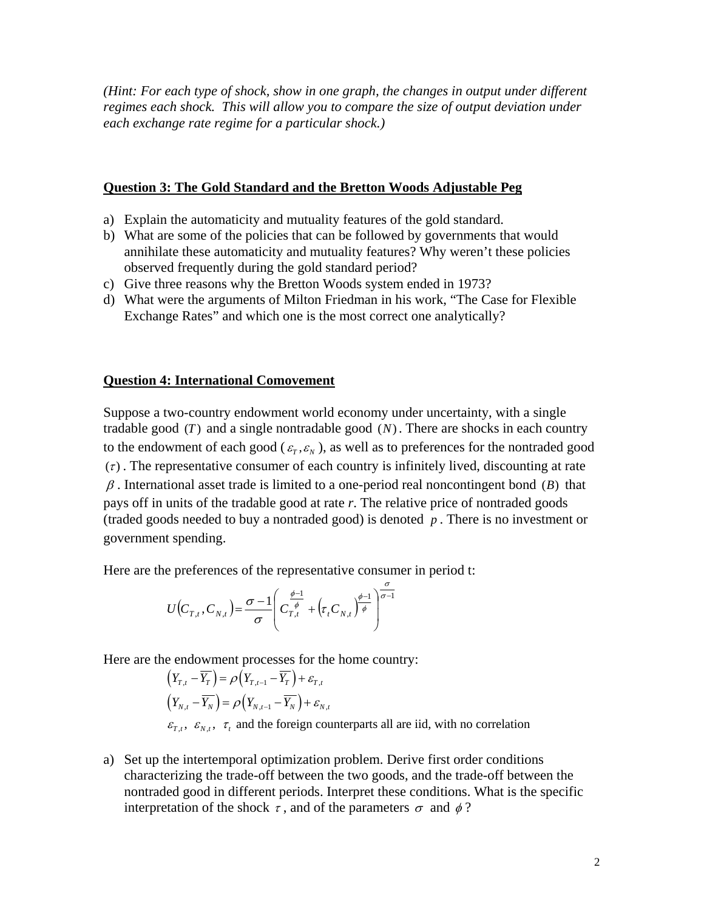*(Hint: For each type of shock, show in one graph, the changes in output under different regimes each shock. This will allow you to compare the size of output deviation under each exchange rate regime for a particular shock.)*

## Question 3: The Gold Standard and the Bretton Woods Adjustable Peg

a) Explain the automaticity and mutuality features of the gold standard.
b) What are some of the policies that can be followed by governments that would annihilate these automaticity and mutuality features? Why weren't these policies observed frequently during the gold standard period?
c) Give three reasons why the Bretton Woods system ended in 1973?
d) What were the arguments of Milton Friedman in his work, "The Case for Flexible Exchange Rates" and which one is the most correct one analytically?

## Question 4: International Comovement

Suppose a two-country endowment world economy under uncertainty, with a single tradable good $(T)$ and a single nontradable good $(N)$. There are shocks in each country to the endowment of each good ($\varepsilon_T, \varepsilon_N$), as well as to preferences for the nontraded good $(\tau)$. The representative consumer of each country is infinitely lived, discounting at rate $\beta$. International asset trade is limited to a one-period real noncontingent bond $(B)$ that pays off in units of the tradable good at rate *r*. The relative price of nontraded goods (traded goods needed to buy a nontraded good) is denoted $p$. There is no investment or government spending.

Here are the preferences of the representative consumer in period t:

$$U\left(C_{T,t}, C_{N,t}\right) = \frac{\sigma - 1}{\sigma}\left(C_{T,t}^{\frac{\phi-1}{\phi}} + \left(\tau_t C_{N,t}\right)^{\frac{\phi-1}{\phi}}\right)^{\frac{\sigma}{\sigma-1}}$$

Here are the endowment processes for the home country:

$$\left(Y_{T,t} - \overline{Y_T}\right) = \rho\left(Y_{T,t-1} - \overline{Y_T}\right) + \varepsilon_{T,t}$$

$$\left(Y_{N,t} - \overline{Y_N}\right) = \rho\left(Y_{N,t-1} - \overline{Y_N}\right) + \varepsilon_{N,t}$$

$\varepsilon_{T,t}$, $\varepsilon_{N,t}$, $\tau_t$ and the foreign counterparts all are iid, with no correlation

a) Set up the intertemporal optimization problem. Derive first order conditions characterizing the trade-off between the two goods, and the trade-off between the nontraded good in different periods. Interpret these conditions. What is the specific interpretation of the shock $\tau$, and of the parameters $\sigma$ and $\phi$?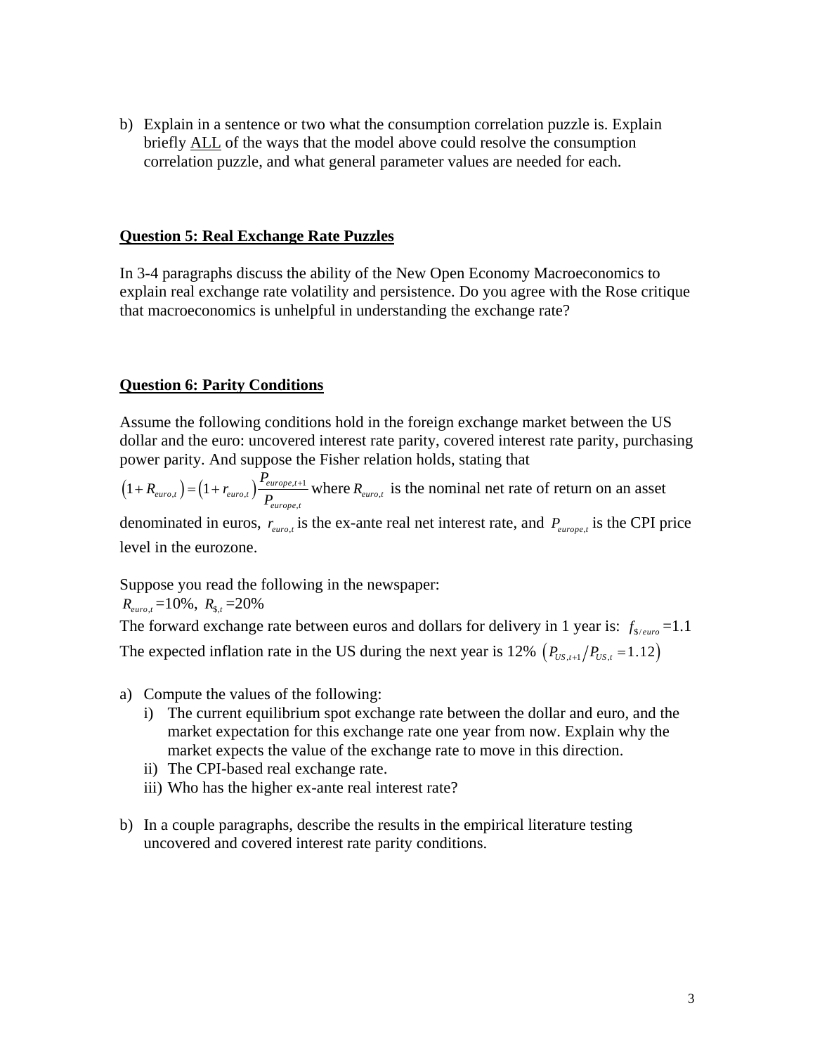b) Explain in a sentence or two what the consumption correlation puzzle is. Explain briefly ALL of the ways that the model above could resolve the consumption correlation puzzle, and what general parameter values are needed for each.

## Question 5: Real Exchange Rate Puzzles

In 3-4 paragraphs discuss the ability of the New Open Economy Macroeconomics to explain real exchange rate volatility and persistence. Do you agree with the Rose critique that macroeconomics is unhelpful in understanding the exchange rate?

## Question 6: Parity Conditions

Assume the following conditions hold in the foreign exchange market between the US dollar and the euro: uncovered interest rate parity, covered interest rate parity, purchasing power parity. And suppose the Fisher relation holds, stating that $\left(1+R_{euro,t}\right)=\left(1+r_{euro,t}\right)\frac{P_{europe,t+1}}{P_{europe,t}}$ where $R_{euro,t}$ is the nominal net rate of return on an asset denominated in euros, $r_{euro,t}$ is the ex-ante real net interest rate, and $P_{europe,t}$ is the CPI price level in the eurozone.

Suppose you read the following in the newspaper:
$R_{euro,t}$ =10%, $R_{\$,t}$ =20%
The forward exchange rate between euros and dollars for delivery in 1 year is: $f_{\$/euro}$ =1.1
The expected inflation rate in the US during the next year is 12% $\left(P_{US,t+1}/P_{US,t}=1.12\right)$

a) Compute the values of the following:
   i) The current equilibrium spot exchange rate between the dollar and euro, and the market expectation for this exchange rate one year from now. Explain why the market expects the value of the exchange rate to move in this direction.
   ii) The CPI-based real exchange rate.
   iii) Who has the higher ex-ante real interest rate?

b) In a couple paragraphs, describe the results in the empirical literature testing uncovered and covered interest rate parity conditions.